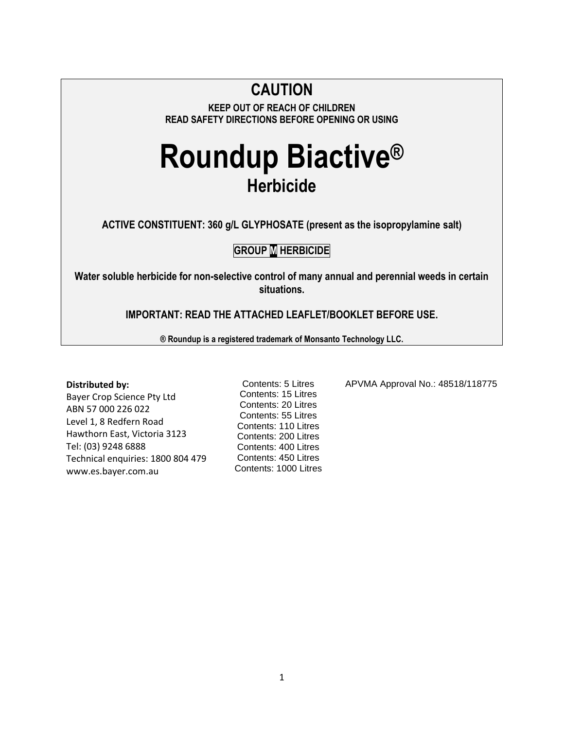# CAUTION

**KEEP OUT OF REACH OF CHILDREN**
**READ SAFETY DIRECTIONS BEFORE OPENING OR USING**

# Roundup Biactive®

## Herbicide

**ACTIVE CONSTITUENT: 360 g/L GLYPHOSATE (present as the isopropylamine salt)**

**GROUP M HERBICIDE**

**Water soluble herbicide for non-selective control of many annual and perennial weeds in certain situations.**

**IMPORTANT: READ THE ATTACHED LEAFLET/BOOKLET BEFORE USE.**

**® Roundup is a registered trademark of Monsanto Technology LLC.**

**Distributed by:**
Bayer Crop Science Pty Ltd
ABN 57 000 226 022
Level 1, 8 Redfern Road
Hawthorn East, Victoria 3123
Tel: (03) 9248 6888
Technical enquiries: 1800 804 479
www.es.bayer.com.au

Contents: 5 Litres
Contents: 15 Litres
Contents: 20 Litres
Contents: 55 Litres
Contents: 110 Litres
Contents: 200 Litres
Contents: 400 Litres
Contents: 450 Litres
Contents: 1000 Litres

APVMA Approval No.: 48518/118775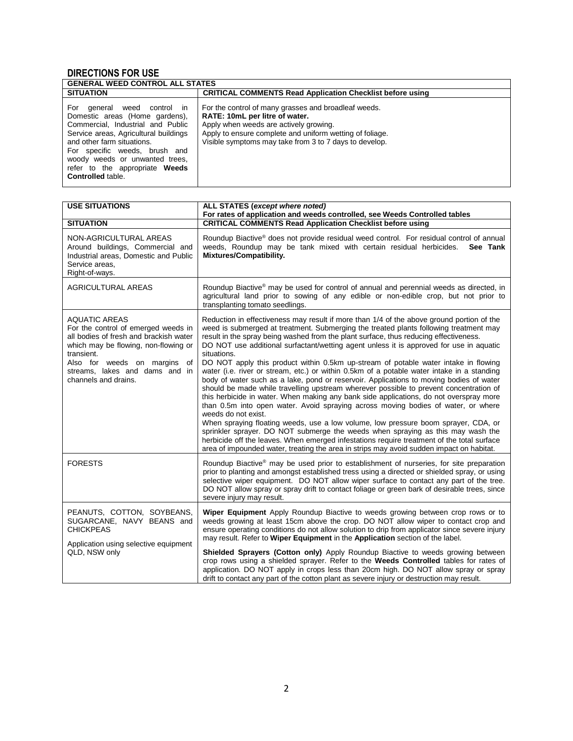## DIRECTIONS FOR USE

| GENERAL WEED CONTROL ALL STATES | |
|---|---|
| **SITUATION** | **CRITICAL COMMENTS Read Application Checklist before using** |
| For general weed control in Domestic areas (Home gardens), Commercial, Industrial and Public Service areas, Agricultural buildings and other farm situations.<br>For specific weeds, brush and woody weeds or unwanted trees, refer to the appropriate **Weeds Controlled** table. | For the control of many grasses and broadleaf weeds.<br>**RATE: 10mL per litre of water.**<br>Apply when weeds are actively growing.<br>Apply to ensure complete and uniform wetting of foliage.<br>Visible symptoms may take from 3 to 7 days to develop. |

| USE SITUATIONS | ALL STATES (*except where noted*)<br>For rates of application and weeds controlled, see Weeds Controlled tables |
|---|---|
| **SITUATION** | **CRITICAL COMMENTS Read Application Checklist before using** |
| NON-AGRICULTURAL AREAS<br>Around buildings, Commercial and Industrial areas, Domestic and Public Service areas,<br>Right-of-ways. | Roundup Biactive® does not provide residual weed control. For residual control of annual weeds, Roundup may be tank mixed with certain residual herbicides. **See Tank Mixtures/Compatibility.** |
| AGRICULTURAL AREAS | Roundup Biactive® may be used for control of annual and perennial weeds as directed, in agricultural land prior to sowing of any edible or non-edible crop, but not prior to transplanting tomato seedlings. |
| AQUATIC AREAS<br>For the control of emerged weeds in all bodies of fresh and brackish water which may be flowing, non-flowing or transient.<br>Also for weeds on margins of streams, lakes and dams and in channels and drains. | Reduction in effectiveness may result if more than 1/4 of the above ground portion of the weed is submerged at treatment. Submerging the treated plants following treatment may result in the spray being washed from the plant surface, thus reducing effectiveness.<br>DO NOT use additional surfactant/wetting agent unless it is approved for use in aquatic situations.<br>DO NOT apply this product within 0.5km up-stream of potable water intake in flowing water (i.e. river or stream, etc.) or within 0.5km of a potable water intake in a standing body of water such as a lake, pond or reservoir. Applications to moving bodies of water should be made while travelling upstream wherever possible to prevent concentration of this herbicide in water. When making any bank side applications, do not overspray more than 0.5m into open water. Avoid spraying across moving bodies of water, or where weeds do not exist.<br>When spraying floating weeds, use a low volume, low pressure boom sprayer, CDA, or sprinkler sprayer. DO NOT submerge the weeds when spraying as this may wash the herbicide off the leaves. When emerged infestations require treatment of the total surface area of impounded water, treating the area in strips may avoid sudden impact on habitat. |
| FORESTS | Roundup Biactive® may be used prior to establishment of nurseries, for site preparation prior to planting and amongst established tress using a directed or shielded spray, or using selective wiper equipment. DO NOT allow wiper surface to contact any part of the tree. DO NOT allow spray or spray drift to contact foliage or green bark of desirable trees, since severe injury may result. |
| PEANUTS, COTTON, SOYBEANS, SUGARCANE, NAVY BEANS and CHICKPEAS<br>Application using selective equipment QLD, NSW only | **Wiper Equipment** Apply Roundup Biactive to weeds growing between crop rows or to weeds growing at least 15cm above the crop. DO NOT allow wiper to contact crop and ensure operating conditions do not allow solution to drip from applicator since severe injury may result. Refer to **Wiper Equipment** in the **Application** section of the label.<br>**Shielded Sprayers (Cotton only)** Apply Roundup Biactive to weeds growing between crop rows using a shielded sprayer. Refer to the **Weeds Controlled** tables for rates of application. DO NOT apply in crops less than 20cm high. DO NOT allow spray or spray drift to contact any part of the cotton plant as severe injury or destruction may result. |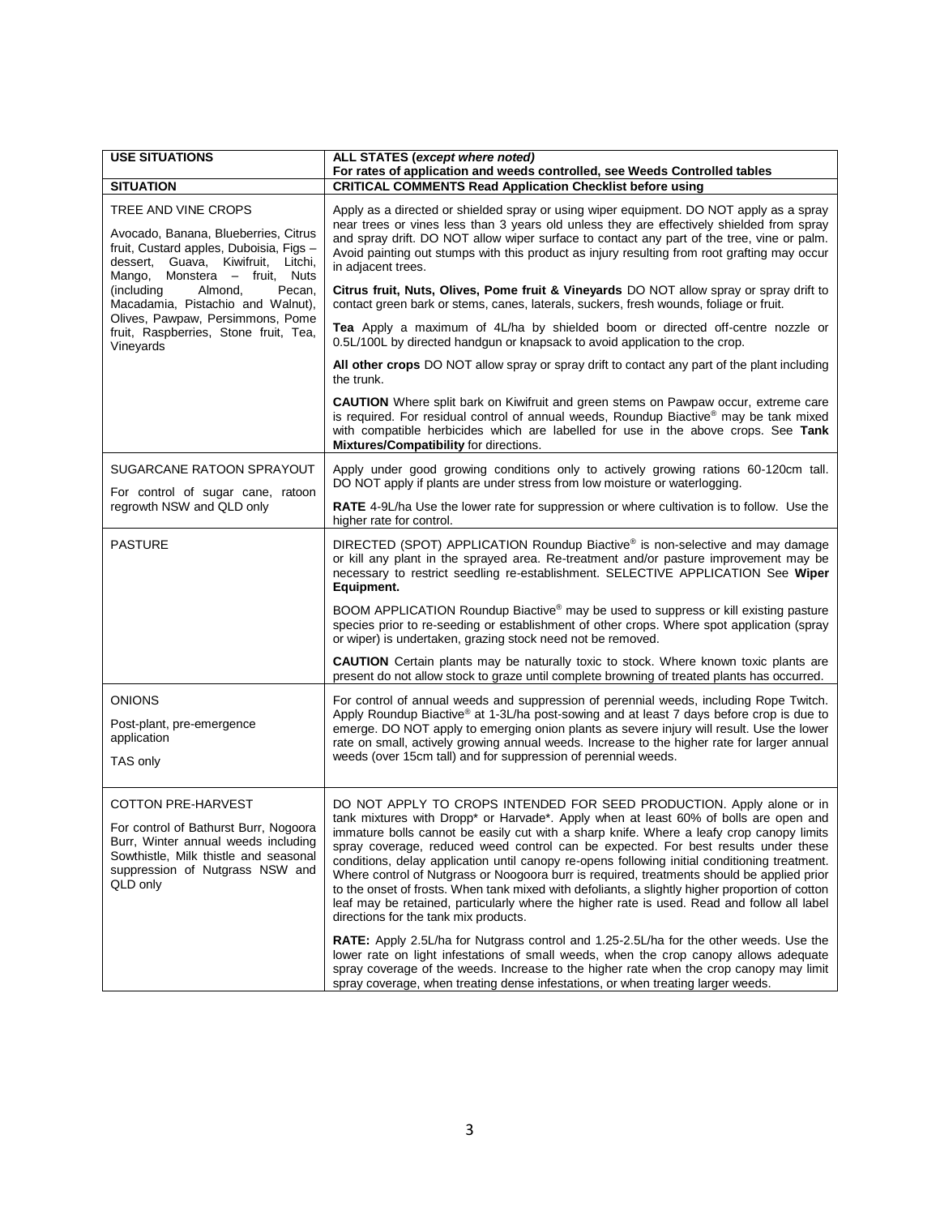| **USE SITUATIONS** | **ALL STATES (*except where noted*)** **For rates of application and weeds controlled, see Weeds Controlled tables** |
|---|---|
| **SITUATION** | **CRITICAL COMMENTS Read Application Checklist before using** |
| TREE AND VINE CROPS<br><br>Avocado, Banana, Blueberries, Citrus fruit, Custard apples, Duboisia, Figs – dessert, Guava, Kiwifruit, Litchi, Mango, Monstera – fruit, Nuts (including Almond, Pecan, Macadamia, Pistachio and Walnut), Olives, Pawpaw, Persimmons, Pome fruit, Raspberries, Stone fruit, Tea, Vineyards | Apply as a directed or shielded spray or using wiper equipment. DO NOT apply as a spray near trees or vines less than 3 years old unless they are effectively shielded from spray and spray drift. DO NOT allow wiper surface to contact any part of the tree, vine or palm. Avoid painting out stumps with this product as injury resulting from root grafting may occur in adjacent trees.<br><br>**Citrus fruit, Nuts, Olives, Pome fruit & Vineyards** DO NOT allow spray or spray drift to contact green bark or stems, canes, laterals, suckers, fresh wounds, foliage or fruit.<br><br>**Tea** Apply a maximum of 4L/ha by shielded boom or directed off-centre nozzle or 0.5L/100L by directed handgun or knapsack to avoid application to the crop.<br><br>**All other crops** DO NOT allow spray or spray drift to contact any part of the plant including the trunk.<br><br>**CAUTION** Where split bark on Kiwifruit and green stems on Pawpaw occur, extreme care is required. For residual control of annual weeds, Roundup Biactive® may be tank mixed with compatible herbicides which are labelled for use in the above crops. See **Tank Mixtures/Compatibility** for directions. |
| SUGARCANE RATOON SPRAYOUT<br><br>For control of sugar cane, ratoon regrowth NSW and QLD only | Apply under good growing conditions only to actively growing ratoons 60-120cm tall. DO NOT apply if plants are under stress from low moisture or waterlogging.<br><br>**RATE** 4-9L/ha Use the lower rate for suppression or where cultivation is to follow. Use the higher rate for control. |
| PASTURE | DIRECTED (SPOT) APPLICATION Roundup Biactive® is non-selective and may damage or kill any plant in the sprayed area. Re-treatment and/or pasture improvement may be necessary to restrict seedling re-establishment. SELECTIVE APPLICATION See **Wiper Equipment.**<br><br>BOOM APPLICATION Roundup Biactive® may be used to suppress or kill existing pasture species prior to re-seeding or establishment of other crops. Where spot application (spray or wiper) is undertaken, grazing stock need not be removed.<br><br>**CAUTION** Certain plants may be naturally toxic to stock. Where known toxic plants are present do not allow stock to graze until complete browning of treated plants has occurred. |
| ONIONS<br><br>Post-plant, pre-emergence application<br><br>TAS only | For control of annual weeds and suppression of perennial weeds, including Rope Twitch. Apply Roundup Biactive® at 1-3L/ha post-sowing and at least 7 days before crop is due to emerge. DO NOT apply to emerging onion plants as severe injury will result. Use the lower rate on small, actively growing annual weeds. Increase to the higher rate for larger annual weeds (over 15cm tall) and for suppression of perennial weeds. |
| COTTON PRE-HARVEST<br><br>For control of Bathurst Burr, Nogoora Burr, Winter annual weeds including Sowthistle, Milk thistle and seasonal suppression of Nutgrass NSW and QLD only | DO NOT APPLY TO CROPS INTENDED FOR SEED PRODUCTION. Apply alone or in tank mixtures with Dropp* or Harvade*. Apply when at least 60% of bolls are open and immature bolls cannot be easily cut with a sharp knife. Where a leafy crop canopy limits spray coverage, reduced weed control can be expected. For best results under these conditions, delay application until canopy re-opens following initial conditioning treatment. Where control of Nutgrass or Noogoora burr is required, treatments should be applied prior to the onset of frosts. When tank mixed with defoliants, a slightly higher proportion of cotton leaf may be retained, particularly where the higher rate is used. Read and follow all label directions for the tank mix products.<br><br>**RATE:** Apply 2.5L/ha for Nutgrass control and 1.25-2.5L/ha for the other weeds. Use the lower rate on light infestations of small weeds, when the crop canopy allows adequate spray coverage of the weeds. Increase to the higher rate when the crop canopy may limit spray coverage, when treating dense infestations, or when treating larger weeds. |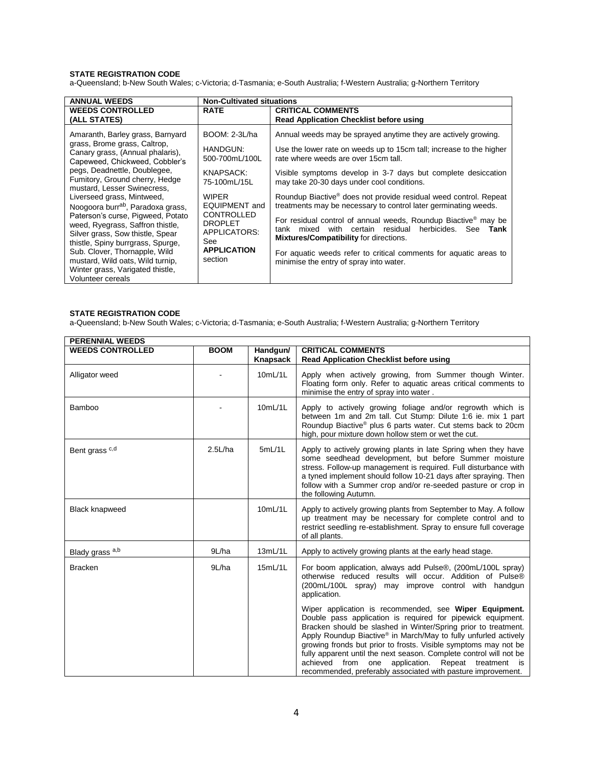**STATE REGISTRATION CODE**
a-Queensland; b-New South Wales; c-Victoria; d-Tasmania; e-South Australia; f-Western Australia; g-Northern Territory

| ANNUAL WEEDS | Non-Cultivated situations | |
|---|---|---|
| **WEEDS CONTROLLED (ALL STATES)** | **RATE** | **CRITICAL COMMENTS** **Read Application Checklist before using** |
| Amaranth, Barley grass, Barnyard grass, Brome grass, Caltrop, Canary grass, (Annual phalaris), Capeweed, Chickweed, Cobbler's pegs, Deadnettle, Doublegee, Fumitory, Ground cherry, Hedge mustard, Lesser Swinecress, Liverseed grass, Mintweed, Noogoora burr[ab], Paradoxa grass, Paterson's curse, Pigweed, Potato weed, Ryegrass, Saffron thistle, Silver grass, Sow thistle, Spear thistle, Spiny burrgrass, Spurge, Sub. Clover, Thornapple, Wild mustard, Wild oats, Wild turnip, Winter grass, Varigated thistle, Volunteer cereals | BOOM: 2-3L/ha<br><br>HANDGUN: 500-700mL/100L<br><br>KNAPSACK: 75-100mL/15L<br><br>WIPER EQUIPMENT and CONTROLLED DROPLET APPLICATORS: See **APPLICATION** section | Annual weeds may be sprayed anytime they are actively growing.<br><br>Use the lower rate on weeds up to 15cm tall; increase to the higher rate where weeds are over 15cm tall.<br><br>Visible symptoms develop in 3-7 days but complete desiccation may take 20-30 days under cool conditions.<br><br>Roundup Biactive® does not provide residual weed control. Repeat treatments may be necessary to control later germinating weeds.<br><br>For residual control of annual weeds, Roundup Biactive® may be tank mixed with certain residual herbicides. See **Tank Mixtures/Compatibility** for directions.<br><br>For aquatic weeds refer to critical comments for aquatic areas to minimise the entry of spray into water. |

**STATE REGISTRATION CODE**
a-Queensland; b-New South Wales; c-Victoria; d-Tasmania; e-South Australia; f-Western Australia; g-Northern Territory

| PERENNIAL WEEDS | | | |
|---|---|---|---|
| **WEEDS CONTROLLED** | **BOOM** | **Handgun/ Knapsack** | **CRITICAL COMMENTS** **Read Application Checklist before using** |
| Alligator weed | - | 10mL/1L | Apply when actively growing, from Summer though Winter. Floating form only. Refer to aquatic areas critical comments to minimise the entry of spray into water . |
| Bamboo | - | 10mL/1L | Apply to actively growing foliage and/or regrowth which is between 1m and 2m tall. Cut Stump: Dilute 1:6 ie. mix 1 part Roundup Biactive® plus 6 parts water. Cut stems back to 20cm high, pour mixture down hollow stem or wet the cut. |
| Bent grass [c,d] | 2.5L/ha | 5mL/1L | Apply to actively growing plants in late Spring when they have some seedhead development, but before Summer moisture stress. Follow-up management is required. Full disturbance with a tyned implement should follow 10-21 days after spraying. Then follow with a Summer crop and/or re-seeded pasture or crop in the following Autumn. |
| Black knapweed | | 10mL/1L | Apply to actively growing plants from September to May. A follow up treatment may be necessary for complete control and to restrict seedling re-establishment. Spray to ensure full coverage of all plants. |
| Blady grass [a,b] | 9L/ha | 13mL/1L | Apply to actively growing plants at the early head stage. |
| Bracken | 9L/ha | 15mL/1L | For boom application, always add Pulse®, (200mL/100L spray) otherwise reduced results will occur. Addition of Pulse® (200mL/100L spray) may improve control with handgun application.<br><br>Wiper application is recommended, see **Wiper Equipment.** Double pass application is required for pipewick equipment. Bracken should be slashed in Winter/Spring prior to treatment. Apply Roundup Biactive® in March/May to fully unfurled actively growing fronds but prior to frosts. Visible symptoms may not be fully apparent until the next season. Complete control will not be achieved from one application. Repeat treatment is recommended, preferably associated with pasture improvement. |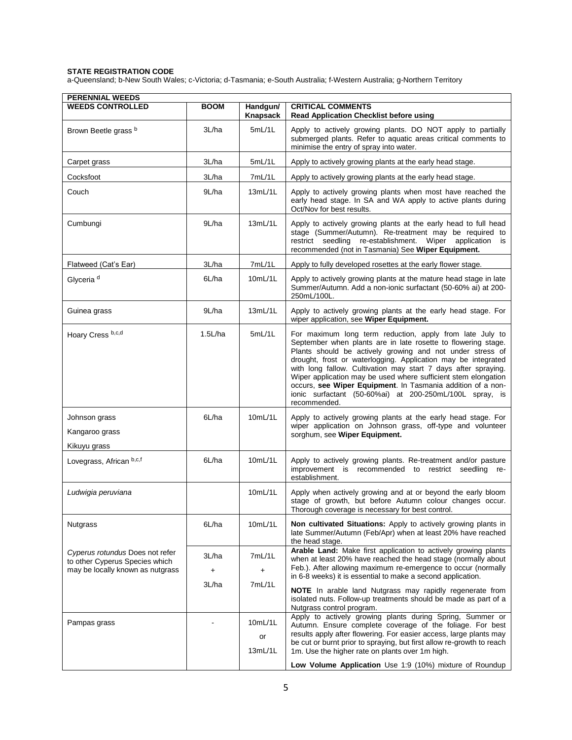**STATE REGISTRATION CODE**
a-Queensland; b-New South Wales; c-Victoria; d-Tasmania; e-South Australia; f-Western Australia; g-Northern Territory

| **PERENNIAL WEEDS** | | | |
|---|---|---|---|
| **WEEDS CONTROLLED** | **BOOM** | **Handgun/ Knapsack** | **CRITICAL COMMENTS** **Read Application Checklist before using** |
| Brown Beetle grass [b] | 3L/ha | 5mL/1L | Apply to actively growing plants. DO NOT apply to partially submerged plants. Refer to aquatic areas critical comments to minimise the entry of spray into water. |
| Carpet grass | 3L/ha | 5mL/1L | Apply to actively growing plants at the early head stage. |
| Cocksfoot | 3L/ha | 7mL/1L | Apply to actively growing plants at the early head stage. |
| Couch | 9L/ha | 13mL/1L | Apply to actively growing plants when most have reached the early head stage. In SA and WA apply to active plants during Oct/Nov for best results. |
| Cumbungi | 9L/ha | 13mL/1L | Apply to actively growing plants at the early head to full head stage (Summer/Autumn). Re-treatment may be required to restrict seedling re-establishment. Wiper application is recommended (not in Tasmania) See **Wiper Equipment.** |
| Flatweed (Cat's Ear) | 3L/ha | 7mL/1L | Apply to fully developed rosettes at the early flower stage. |
| Glyceria [d] | 6L/ha | 10mL/1L | Apply to actively growing plants at the mature head stage in late Summer/Autumn. Add a non-ionic surfactant (50-60% ai) at 200-250mL/100L. |
| Guinea grass | 9L/ha | 13mL/1L | Apply to actively growing plants at the early head stage. For wiper application, see **Wiper Equipment.** |
| Hoary Cress [b,c,d] | 1.5L/ha | 5mL/1L | For maximum long term reduction, apply from late July to September when plants are in late rosette to flowering stage. Plants should be actively growing and not under stress of drought, frost or waterlogging. Application may be integrated with long fallow. Cultivation may start 7 days after spraying. Wiper application may be used where sufficient stem elongation occurs, **see Wiper Equipment**. In Tasmania addition of a non-ionic surfactant (50-60%ai) at 200-250mL/100L spray, is recommended. |
| Johnson grass<br>Kangaroo grass<br>Kikuyu grass | 6L/ha | 10mL/1L | Apply to actively growing plants at the early head stage. For wiper application on Johnson grass, off-type and volunteer sorghum, see **Wiper Equipment.** |
| Lovegrass, African [b,c,f] | 6L/ha | 10mL/1L | Apply to actively growing plants. Re-treatment and/or pasture improvement is recommended to restrict seedling re-establishment. |
| *Ludwigia peruviana* | | 10mL/1L | Apply when actively growing and at or beyond the early bloom stage of growth, but before Autumn colour changes occur. Thorough coverage is necessary for best control. |
| Nutgrass | 6L/ha | 10mL/1L | **Non cultivated Situations:** Apply to actively growing plants in late Summer/Autumn (Feb/Apr) when at least 20% have reached the head stage. |
| *Cyperus rotundus* Does not refer to other Cyperus Species which may be locally known as nutgrass | 3L/ha<br>+<br>3L/ha | 7mL/1L<br>+<br>7mL/1L | **Arable Land:** Make first application to actively growing plants when at least 20% have reached the head stage (normally about Feb.). After allowing maximum re-emergence to occur (normally in 6-8 weeks) it is essential to make a second application.<br>**NOTE** In arable land Nutgrass may rapidly regenerate from isolated nuts. Follow-up treatments should be made as part of a Nutgrass control program. |
| Pampas grass | - | 10mL/1L<br>or<br>13mL/1L | Apply to actively growing plants during Spring, Summer or Autumn. Ensure complete coverage of the foliage. For best results apply after flowering. For easier access, large plants may be cut or burnt prior to spraying, but first allow re-growth to reach 1m. Use the higher rate on plants over 1m high.<br>**Low Volume Application** Use 1:9 (10%) mixture of Roundup |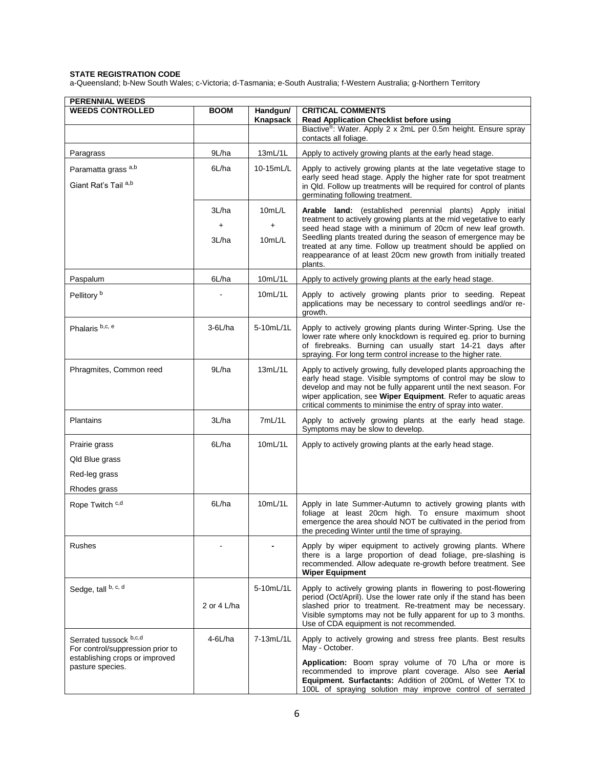**STATE REGISTRATION CODE**
a-Queensland; b-New South Wales; c-Victoria; d-Tasmania; e-South Australia; f-Western Australia; g-Northern Territory

| **PERENNIAL WEEDS** | | | |
|---|---|---|---|
| **WEEDS CONTROLLED** | **BOOM** | **Handgun/ Knapsack** | **CRITICAL COMMENTS** **Read Application Checklist before using** |
| | | | Biactive®: Water. Apply 2 x 2mL per 0.5m height. Ensure spray contacts all foliage. |
| Paragrass | 9L/ha | 13mL/1L | Apply to actively growing plants at the early head stage. |
| Paramatta grass [a,b] Giant Rat's Tail [a,b] | 6L/ha | 10-15mL/L | Apply to actively growing plants at the late vegetative stage to early seed head stage. Apply the higher rate for spot treatment in Qld. Follow up treatments will be required for control of plants germinating following treatment. |
| | 3L/ha + 3L/ha | 10mL/L + 10mL/L | **Arable land:** (established perennial plants) Apply initial treatment to actively growing plants at the mid vegetative to early seed head stage with a minimum of 20cm of new leaf growth. Seedling plants treated during the season of emergence may be treated at any time. Follow up treatment should be applied on reappearance of at least 20cm new growth from initially treated plants. |
| Paspalum | 6L/ha | 10mL/1L | Apply to actively growing plants at the early head stage. |
| Pellitory [b] | - | 10mL/1L | Apply to actively growing plants prior to seeding. Repeat applications may be necessary to control seedlings and/or re-growth. |
| Phalaris [b,c, e] | 3-6L/ha | 5-10mL/1L | Apply to actively growing plants during Winter-Spring. Use the lower rate where only knockdown is required eg. prior to burning of firebreaks. Burning can usually start 14-21 days after spraying. For long term control increase to the higher rate. |
| Phragmites, Common reed | 9L/ha | 13mL/1L | Apply to actively growing, fully developed plants approaching the early head stage. Visible symptoms of control may be slow to develop and may not be fully apparent until the next season. For wiper application, see **Wiper Equipment**. Refer to aquatic areas critical comments to minimise the entry of spray into water. |
| Plantains | 3L/ha | 7mL/1L | Apply to actively growing plants at the early head stage. Symptoms may be slow to develop. |
| Prairie grass Qld Blue grass Red-leg grass Rhodes grass | 6L/ha | 10mL/1L | Apply to actively growing plants at the early head stage. |
| Rope Twitch [c,d] | 6L/ha | 10mL/1L | Apply in late Summer-Autumn to actively growing plants with foliage at least 20cm high. To ensure maximum shoot emergence the area should NOT be cultivated in the period from the preceding Winter until the time of spraying. |
| Rushes | - | - | Apply by wiper equipment to actively growing plants. Where there is a large proportion of dead foliage, pre-slashing is recommended. Allow adequate re-growth before treatment. See **Wiper Equipment** |
| Sedge, tall [b, c, d] | 2 or 4 L/ha | 5-10mL/1L | Apply to actively growing plants in flowering to post-flowering period (Oct/April). Use the lower rate only if the stand has been slashed prior to treatment. Re-treatment may be necessary. Visible symptoms may not be fully apparent for up to 3 months. Use of CDA equipment is not recommended. |
| Serrated tussock [b,c,d] For control/suppression prior to establishing crops or improved pasture species. | 4-6L/ha | 7-13mL/1L | Apply to actively growing and stress free plants. Best results May - October. **Application:** Boom spray volume of 70 L/ha or more is recommended to improve plant coverage. Also see **Aerial Equipment. Surfactants:** Addition of 200mL of Wetter TX to 100L of spraying solution may improve control of serrated |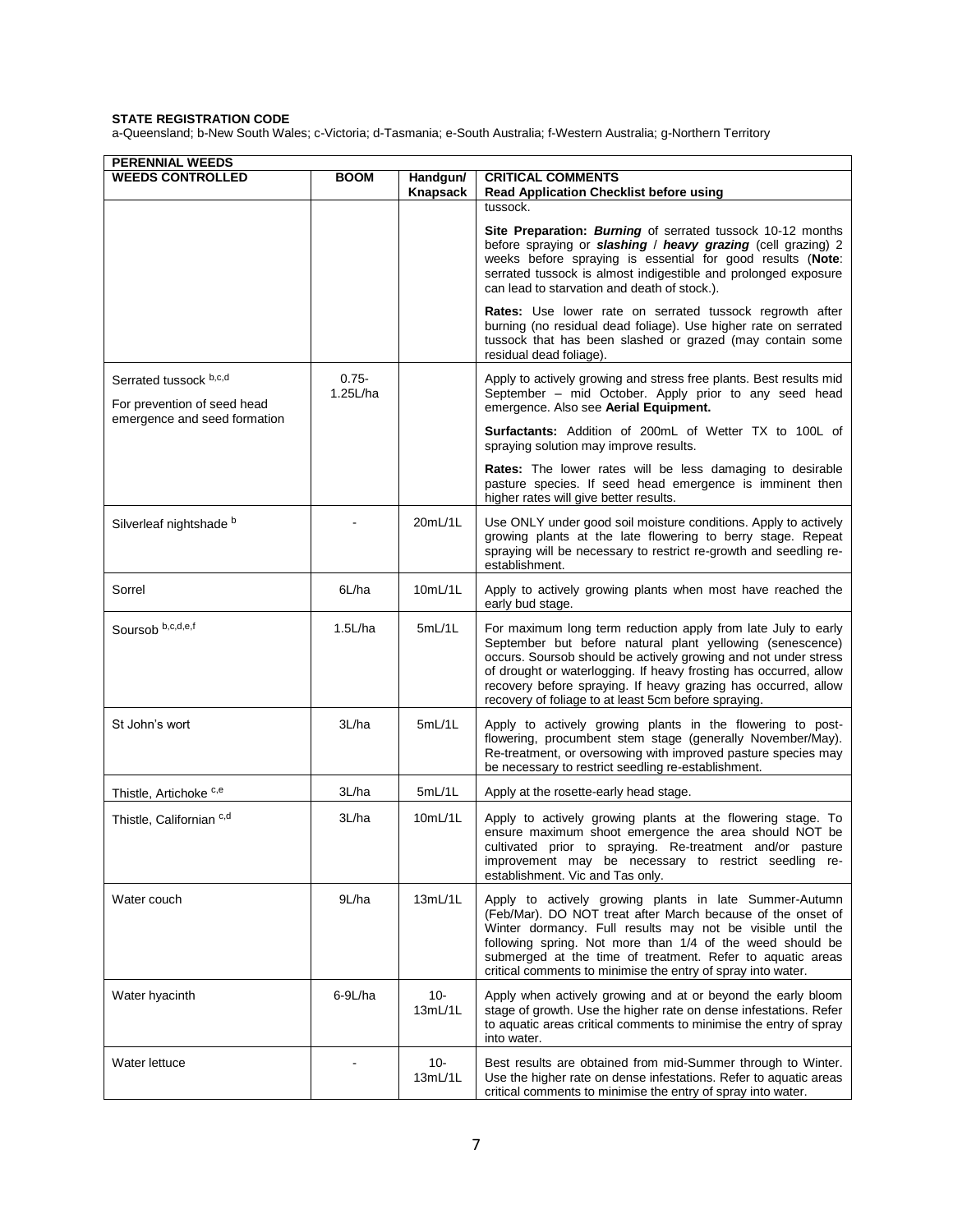**STATE REGISTRATION CODE**
a-Queensland; b-New South Wales; c-Victoria; d-Tasmania; e-South Australia; f-Western Australia; g-Northern Territory

| PERENNIAL WEEDS | | | |
|---|---|---|---|
| **WEEDS CONTROLLED** | **BOOM** | **Handgun/ Knapsack** | **CRITICAL COMMENTS**<br>**Read Application Checklist before using** |
| | | | tussock.<br><br>**Site Preparation:** ***Burning*** of serrated tussock 10-12 months before spraying or ***slashing*** / ***heavy grazing*** (cell grazing) 2 weeks before spraying is essential for good results (**Note**: serrated tussock is almost indigestible and prolonged exposure can lead to starvation and death of stock.).<br><br>**Rates:** Use lower rate on serrated tussock regrowth after burning (no residual dead foliage). Use higher rate on serrated tussock that has been slashed or grazed (may contain some residual dead foliage). |
| Serrated tussock [b,c,d]<br><br>For prevention of seed head emergence and seed formation | 0.75-1.25L/ha | | Apply to actively growing and stress free plants. Best results mid September – mid October. Apply prior to any seed head emergence. Also see **Aerial Equipment.**<br><br>**Surfactants:** Addition of 200mL of Wetter TX to 100L of spraying solution may improve results.<br><br>**Rates:** The lower rates will be less damaging to desirable pasture species. If seed head emergence is imminent then higher rates will give better results. |
| Silverleaf nightshade [b] | - | 20mL/1L | Use ONLY under good soil moisture conditions. Apply to actively growing plants at the late flowering to berry stage. Repeat spraying will be necessary to restrict re-growth and seedling re-establishment. |
| Sorrel | 6L/ha | 10mL/1L | Apply to actively growing plants when most have reached the early bud stage. |
| Soursob [b,c,d,e,f] | 1.5L/ha | 5mL/1L | For maximum long term reduction apply from late July to early September but before natural plant yellowing (senescence) occurs. Soursob should be actively growing and not under stress of drought or waterlogging. If heavy frosting has occurred, allow recovery before spraying. If heavy grazing has occurred, allow recovery of foliage to at least 5cm before spraying. |
| St John's wort | 3L/ha | 5mL/1L | Apply to actively growing plants in the flowering to post-flowering, procumbent stem stage (generally November/May). Re-treatment, or oversowing with improved pasture species may be necessary to restrict seedling re-establishment. |
| Thistle, Artichoke [c,e] | 3L/ha | 5mL/1L | Apply at the rosette-early head stage. |
| Thistle, Californian [c,d] | 3L/ha | 10mL/1L | Apply to actively growing plants at the flowering stage. To ensure maximum shoot emergence the area should NOT be cultivated prior to spraying. Re-treatment and/or pasture improvement may be necessary to restrict seedling re-establishment. Vic and Tas only. |
| Water couch | 9L/ha | 13mL/1L | Apply to actively growing plants in late Summer-Autumn (Feb/Mar). DO NOT treat after March because of the onset of Winter dormancy. Full results may not be visible until the following spring. Not more than 1/4 of the weed should be submerged at the time of treatment. Refer to aquatic areas critical comments to minimise the entry of spray into water. |
| Water hyacinth | 6-9L/ha | 10-13mL/1L | Apply when actively growing and at or beyond the early bloom stage of growth. Use the higher rate on dense infestations. Refer to aquatic areas critical comments to minimise the entry of spray into water. |
| Water lettuce | - | 10-13mL/1L | Best results are obtained from mid-Summer through to Winter. Use the higher rate on dense infestations. Refer to aquatic areas critical comments to minimise the entry of spray into water. |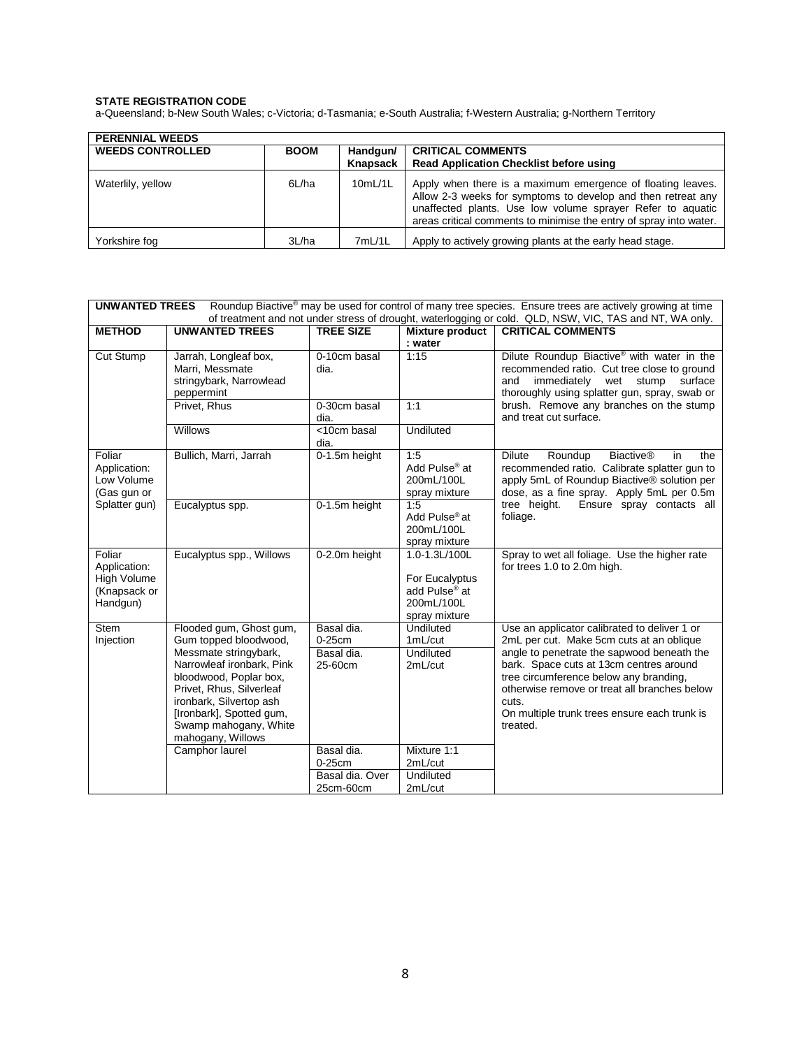**STATE REGISTRATION CODE**
a-Queensland; b-New South Wales; c-Victoria; d-Tasmania; e-South Australia; f-Western Australia; g-Northern Territory

| **PERENNIAL WEEDS** | | | |
|---|---|---|---|
| **WEEDS CONTROLLED** | **BOOM** | **Handgun/ Knapsack** | **CRITICAL COMMENTS** **Read Application Checklist before using** |
| Waterlily, yellow | 6L/ha | 10mL/1L | Apply when there is a maximum emergence of floating leaves. Allow 2-3 weeks for symptoms to develop and then retreat any unaffected plants. Use low volume sprayer Refer to aquatic areas critical comments to minimise the entry of spray into water. |
| Yorkshire fog | 3L/ha | 7mL/1L | Apply to actively growing plants at the early head stage. |

| **UNWANTED TREES** Roundup Biactive® may be used for control of many tree species. Ensure trees are actively growing at time of treatment and not under stress of drought, waterlogging or cold. QLD, NSW, VIC, TAS and NT, WA only. | | | | |
|---|---|---|---|---|
| **METHOD** | **UNWANTED TREES** | **TREE SIZE** | **Mixture product : water** | **CRITICAL COMMENTS** |
| Cut Stump | Jarrah, Longleaf box, Marri, Messmate stringybark, Narrowlead peppermint | 0-10cm basal dia. | 1:15 | Dilute Roundup Biactive® with water in the recommended ratio. Cut tree close to ground and immediately wet stump surface thoroughly using splatter gun, spray, swab or brush. Remove any branches on the stump and treat cut surface. |
| | Privet, Rhus | 0-30cm basal dia. | 1:1 | |
| | Willows | <10cm basal dia. | Undiluted | |
| Foliar Application: Low Volume (Gas gun or Splatter gun) | Bullich, Marri, Jarrah | 0-1.5m height | 1:5 Add Pulse® at 200mL/100L spray mixture | Dilute Roundup Biactive® in the recommended ratio. Calibrate splatter gun to apply 5mL of Roundup Biactive® solution per dose, as a fine spray. Apply 5mL per 0.5m tree height. Ensure spray contacts all foliage. |
| | Eucalyptus spp. | 0-1.5m height | 1:5 Add Pulse® at 200mL/100L spray mixture | |
| Foliar Application: High Volume (Knapsack or Handgun) | Eucalyptus spp., Willows | 0-2.0m height | 1.0-1.3L/100L For Eucalyptus add Pulse® at 200mL/100L spray mixture | Spray to wet all foliage. Use the higher rate for trees 1.0 to 2.0m high. |
| Stem Injection | Flooded gum, Ghost gum, Gum topped bloodwood, Messmate stringybark, Narrowleaf ironbark, Pink bloodwood, Poplar box, Privet, Rhus, Silverleaf ironbark, Silvertop ash [Ironbark], Spotted gum, Swamp mahogany, White mahogany, Willows | Basal dia. 0-25cm | Undiluted 1mL/cut | Use an applicator calibrated to deliver 1 or 2mL per cut. Make 5cm cuts at an oblique angle to penetrate the sapwood beneath the bark. Space cuts at 13cm centres around tree circumference below any branding, otherwise remove or treat all branches below cuts. On multiple trunk trees ensure each trunk is treated. |
| | | Basal dia. 25-60cm | Undiluted 2mL/cut | |
| | Camphor laurel | Basal dia. 0-25cm | Mixture 1:1 2mL/cut | |
| | | Basal dia. Over 25cm-60cm | Undiluted 2mL/cut | |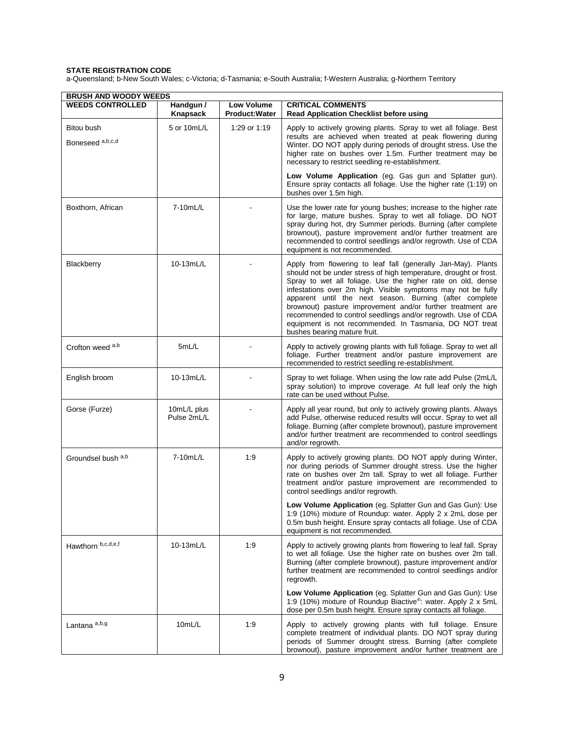**STATE REGISTRATION CODE**
a-Queensland; b-New South Wales; c-Victoria; d-Tasmania; e-South Australia; f-Western Australia; g-Northern Territory

| **BRUSH AND WOODY WEEDS** | | | |
|---|---|---|---|
| **WEEDS CONTROLLED** | **Handgun / Knapsack** | **Low Volume Product:Water** | **CRITICAL COMMENTS Read Application Checklist before using** |
| Bitou bush<br>Boneseed [a,b,c,d] | 5 or 10mL/L | 1:29 or 1:19 | Apply to actively growing plants. Spray to wet all foliage. Best results are achieved when treated at peak flowering during Winter. DO NOT apply during periods of drought stress. Use the higher rate on bushes over 1.5m. Further treatment may be necessary to restrict seedling re-establishment.<br>**Low Volume Application** (eg. Gas gun and Splatter gun). Ensure spray contacts all foliage. Use the higher rate (1:19) on bushes over 1.5m high. |
| Boxthorn, African | 7-10mL/L | - | Use the lower rate for young bushes; increase to the higher rate for large, mature bushes. Spray to wet all foliage. DO NOT spray during hot, dry Summer periods. Burning (after complete brownout), pasture improvement and/or further treatment are recommended to control seedlings and/or regrowth. Use of CDA equipment is not recommended. |
| Blackberry | 10-13mL/L | - | Apply from flowering to leaf fall (generally Jan-May). Plants should not be under stress of high temperature, drought or frost. Spray to wet all foliage. Use the higher rate on old, dense infestations over 2m high. Visible symptoms may not be fully apparent until the next season. Burning (after complete brownout) pasture improvement and/or further treatment are recommended to control seedlings and/or regrowth. Use of CDA equipment is not recommended. In Tasmania, DO NOT treat bushes bearing mature fruit. |
| Crofton weed [a,b] | 5mL/L | - | Apply to actively growing plants with full foliage. Spray to wet all foliage. Further treatment and/or pasture improvement are recommended to restrict seedling re-establishment. |
| English broom | 10-13mL/L | - | Spray to wet foliage. When using the low rate add Pulse (2mL/L spray solution) to improve coverage. At full leaf only the high rate can be used without Pulse. |
| Gorse (Furze) | 10mL/L plus Pulse 2mL/L | - | Apply all year round, but only to actively growing plants. Always add Pulse, otherwise reduced results will occur. Spray to wet all foliage. Burning (after complete brownout), pasture improvement and/or further treatment are recommended to control seedlings and/or regrowth. |
| Groundsel bush [a,b] | 7-10mL/L | 1:9 | Apply to actively growing plants. DO NOT apply during Winter, nor during periods of Summer drought stress. Use the higher rate on bushes over 2m tall. Spray to wet all foliage. Further treatment and/or pasture improvement are recommended to control seedlings and/or regrowth.<br>**Low Volume Application** (eg. Splatter Gun and Gas Gun): Use 1:9 (10%) mixture of Roundup: water. Apply 2 x 2mL dose per 0.5m bush height. Ensure spray contacts all foliage. Use of CDA equipment is not recommended. |
| Hawthorn [b,c,d,e,f] | 10-13mL/L | 1:9 | Apply to actively growing plants from flowering to leaf fall. Spray to wet all foliage. Use the higher rate on bushes over 2m tall. Burning (after complete brownout), pasture improvement and/or further treatment are recommended to control seedlings and/or regrowth.<br>**Low Volume Application** (eg. Splatter Gun and Gas Gun): Use 1:9 (10%) mixture of Roundup Biactive®: water. Apply 2 x 5mL dose per 0.5m bush height. Ensure spray contacts all foliage. |
| Lantana [a,b,g] | 10mL/L | 1:9 | Apply to actively growing plants with full foliage. Ensure complete treatment of individual plants. DO NOT spray during periods of Summer drought stress. Burning (after complete brownout), pasture improvement and/or further treatment are |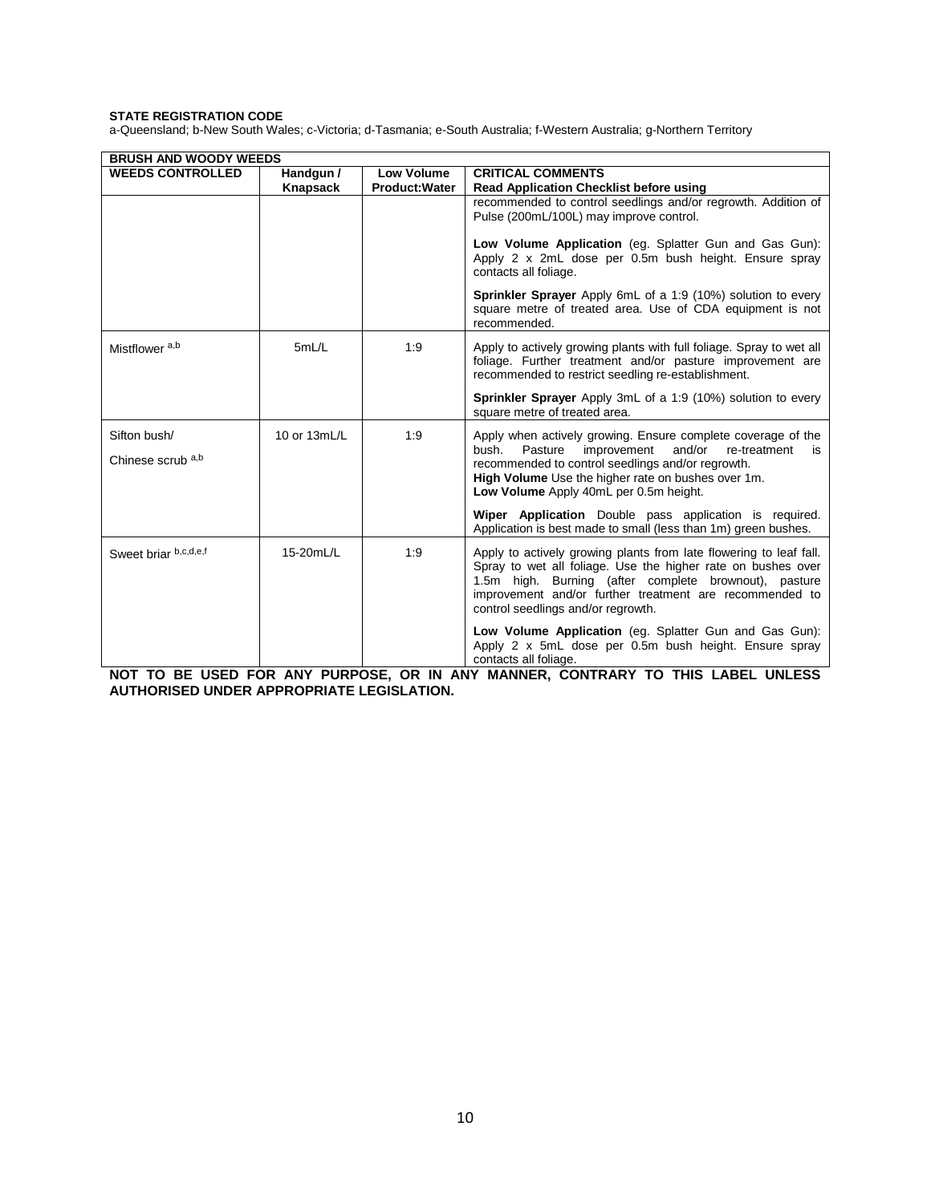**STATE REGISTRATION CODE**
a-Queensland; b-New South Wales; c-Victoria; d-Tasmania; e-South Australia; f-Western Australia; g-Northern Territory

| **BRUSH AND WOODY WEEDS** | | | |
|---|---|---|---|
| **WEEDS CONTROLLED** | **Handgun / Knapsack** | **Low Volume Product:Water** | **CRITICAL COMMENTS** **Read Application Checklist before using** |
| | | | recommended to control seedlings and/or regrowth. Addition of Pulse (200mL/100L) may improve control. **Low Volume Application** (eg. Splatter Gun and Gas Gun): Apply 2 x 2mL dose per 0.5m bush height. Ensure spray contacts all foliage. **Sprinkler Sprayer** Apply 6mL of a 1:9 (10%) solution to every square metre of treated area. Use of CDA equipment is not recommended. |
| Mistflower [a,b] | 5mL/L | 1:9 | Apply to actively growing plants with full foliage. Spray to wet all foliage. Further treatment and/or pasture improvement are recommended to restrict seedling re-establishment. **Sprinkler Sprayer** Apply 3mL of a 1:9 (10%) solution to every square metre of treated area. |
| Sifton bush/ Chinese scrub [a,b] | 10 or 13mL/L | 1:9 | Apply when actively growing. Ensure complete coverage of the bush. Pasture improvement and/or re-treatment is recommended to control seedlings and/or regrowth. **High Volume** Use the higher rate on bushes over 1m. **Low Volume** Apply 40mL per 0.5m height. **Wiper Application** Double pass application is required. Application is best made to small (less than 1m) green bushes. |
| Sweet briar [b,c,d,e,f] | 15-20mL/L | 1:9 | Apply to actively growing plants from late flowering to leaf fall. Spray to wet all foliage. Use the higher rate on bushes over 1.5m high. Burning (after complete brownout), pasture improvement and/or further treatment are recommended to control seedlings and/or regrowth. **Low Volume Application** (eg. Splatter Gun and Gas Gun): Apply 2 x 5mL dose per 0.5m bush height. Ensure spray contacts all foliage. |

**NOT TO BE USED FOR ANY PURPOSE, OR IN ANY MANNER, CONTRARY TO THIS LABEL UNLESS AUTHORISED UNDER APPROPRIATE LEGISLATION.**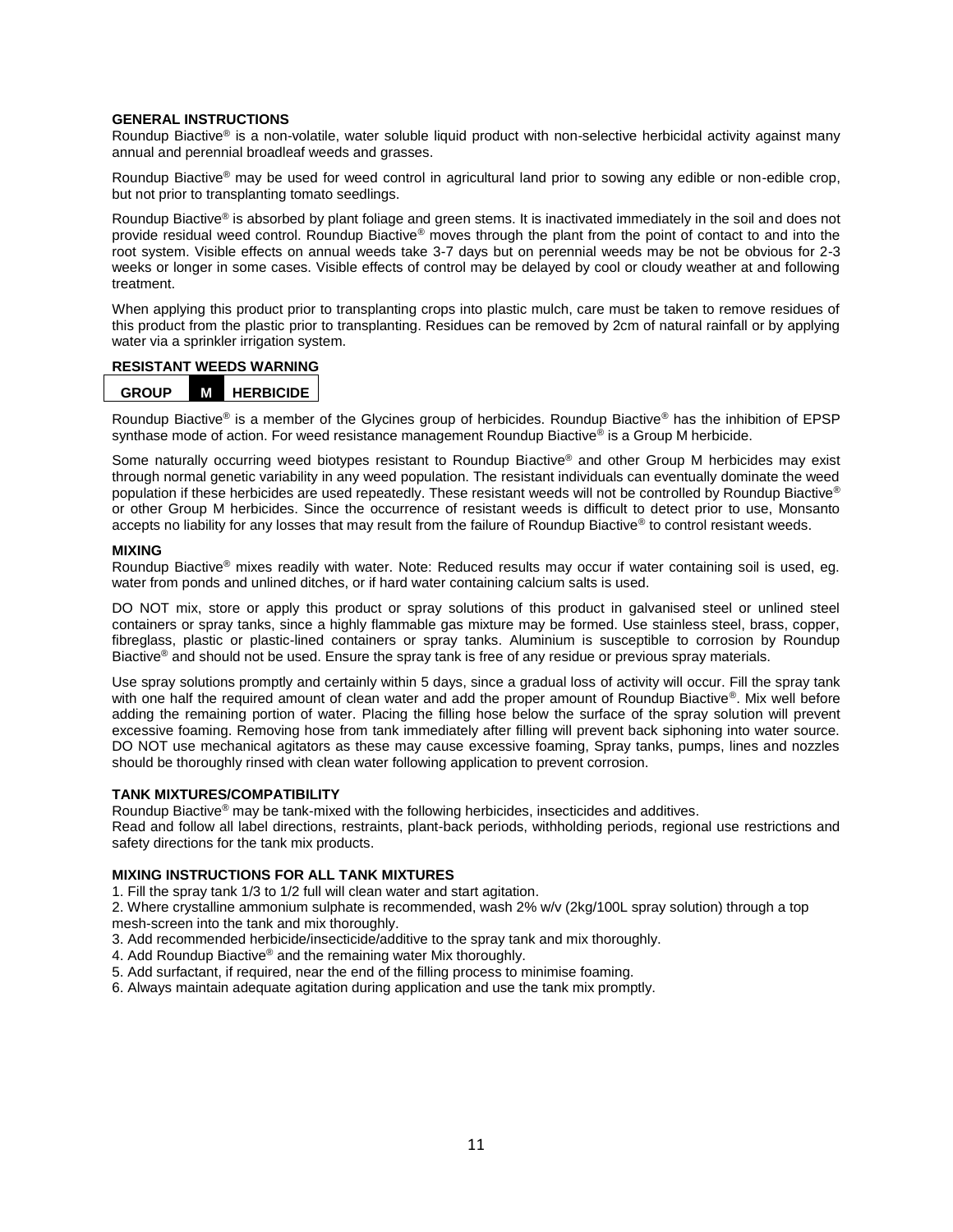## GENERAL INSTRUCTIONS

Roundup Biactive® is a non-volatile, water soluble liquid product with non-selective herbicidal activity against many annual and perennial broadleaf weeds and grasses.

Roundup Biactive® may be used for weed control in agricultural land prior to sowing any edible or non-edible crop, but not prior to transplanting tomato seedlings.

Roundup Biactive® is absorbed by plant foliage and green stems. It is inactivated immediately in the soil and does not provide residual weed control. Roundup Biactive® moves through the plant from the point of contact to and into the root system. Visible effects on annual weeds take 3-7 days but on perennial weeds may be not be obvious for 2-3 weeks or longer in some cases. Visible effects of control may be delayed by cool or cloudy weather at and following treatment.

When applying this product prior to transplanting crops into plastic mulch, care must be taken to remove residues of this product from the plastic prior to transplanting. Residues can be removed by 2cm of natural rainfall or by applying water via a sprinkler irrigation system.

## RESISTANT WEEDS WARNING

| GROUP | M | HERBICIDE |
|---|---|---|

Roundup Biactive® is a member of the Glycines group of herbicides. Roundup Biactive® has the inhibition of EPSP synthase mode of action. For weed resistance management Roundup Biactive® is a Group M herbicide.

Some naturally occurring weed biotypes resistant to Roundup Biactive® and other Group M herbicides may exist through normal genetic variability in any weed population. The resistant individuals can eventually dominate the weed population if these herbicides are used repeatedly. These resistant weeds will not be controlled by Roundup Biactive® or other Group M herbicides. Since the occurrence of resistant weeds is difficult to detect prior to use, Monsanto accepts no liability for any losses that may result from the failure of Roundup Biactive® to control resistant weeds.

## MIXING

Roundup Biactive® mixes readily with water. Note: Reduced results may occur if water containing soil is used, eg. water from ponds and unlined ditches, or if hard water containing calcium salts is used.

DO NOT mix, store or apply this product or spray solutions of this product in galvanised steel or unlined steel containers or spray tanks, since a highly flammable gas mixture may be formed. Use stainless steel, brass, copper, fibreglass, plastic or plastic-lined containers or spray tanks. Aluminium is susceptible to corrosion by Roundup Biactive® and should not be used. Ensure the spray tank is free of any residue or previous spray materials.

Use spray solutions promptly and certainly within 5 days, since a gradual loss of activity will occur. Fill the spray tank with one half the required amount of clean water and add the proper amount of Roundup Biactive®. Mix well before adding the remaining portion of water. Placing the filling hose below the surface of the spray solution will prevent excessive foaming. Removing hose from tank immediately after filling will prevent back siphoning into water source. DO NOT use mechanical agitators as these may cause excessive foaming, Spray tanks, pumps, lines and nozzles should be thoroughly rinsed with clean water following application to prevent corrosion.

## TANK MIXTURES/COMPATIBILITY

Roundup Biactive® may be tank-mixed with the following herbicides, insecticides and additives.
Read and follow all label directions, restraints, plant-back periods, withholding periods, regional use restrictions and safety directions for the tank mix products.

## MIXING INSTRUCTIONS FOR ALL TANK MIXTURES

1. Fill the spray tank 1/3 to 1/2 full will clean water and start agitation.
2. Where crystalline ammonium sulphate is recommended, wash 2% w/v (2kg/100L spray solution) through a top mesh-screen into the tank and mix thoroughly.
3. Add recommended herbicide/insecticide/additive to the spray tank and mix thoroughly.
4. Add Roundup Biactive® and the remaining water Mix thoroughly.
5. Add surfactant, if required, near the end of the filling process to minimise foaming.
6. Always maintain adequate agitation during application and use the tank mix promptly.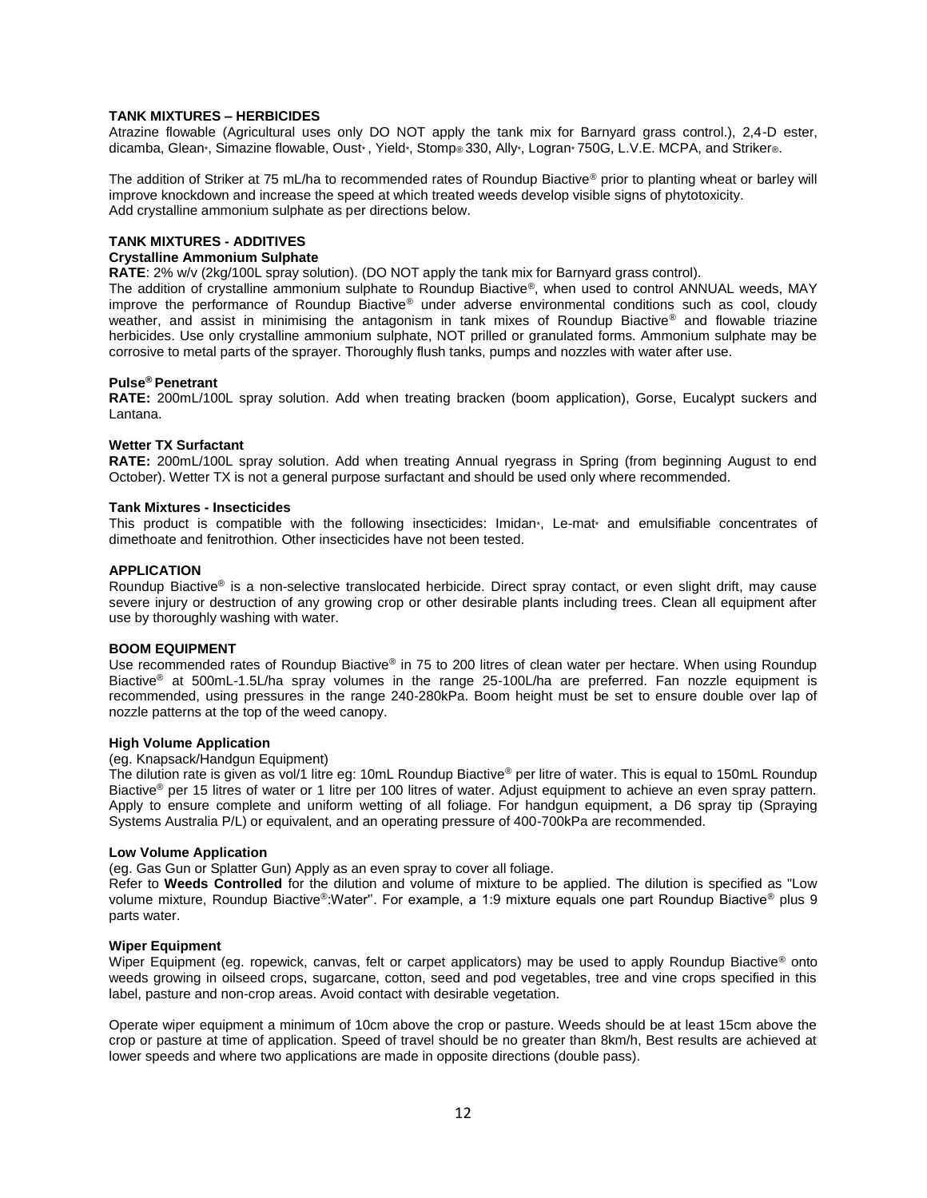**TANK MIXTURES – HERBICIDES**

Atrazine flowable (Agricultural uses only DO NOT apply the tank mix for Barnyard grass control.), 2,4-D ester, dicamba, Glean*, Simazine flowable, Oust* , Yield*, Stomp® 330, Ally*, Logran* 750G, L.V.E. MCPA, and Striker®.

The addition of Striker at 75 mL/ha to recommended rates of Roundup Biactive® prior to planting wheat or barley will improve knockdown and increase the speed at which treated weeds develop visible signs of phytotoxicity.
Add crystalline ammonium sulphate as per directions below.

**TANK MIXTURES - ADDITIVES**

**Crystalline Ammonium Sulphate**

**RATE**: 2% w/v (2kg/100L spray solution). (DO NOT apply the tank mix for Barnyard grass control).
The addition of crystalline ammonium sulphate to Roundup Biactive®, when used to control ANNUAL weeds, MAY improve the performance of Roundup Biactive® under adverse environmental conditions such as cool, cloudy weather, and assist in minimising the antagonism in tank mixes of Roundup Biactive® and flowable triazine herbicides. Use only crystalline ammonium sulphate, NOT prilled or granulated forms. Ammonium sulphate may be corrosive to metal parts of the sprayer. Thoroughly flush tanks, pumps and nozzles with water after use.

**Pulse® Penetrant**

**RATE:** 200mL/100L spray solution. Add when treating bracken (boom application), Gorse, Eucalypt suckers and Lantana.

**Wetter TX Surfactant**

**RATE:** 200mL/100L spray solution. Add when treating Annual ryegrass in Spring (from beginning August to end October). Wetter TX is not a general purpose surfactant and should be used only where recommended.

**Tank Mixtures - Insecticides**

This product is compatible with the following insecticides: Imidan*, Le-mat* and emulsifiable concentrates of dimethoate and fenitrothion. Other insecticides have not been tested.

**APPLICATION**

Roundup Biactive® is a non-selective translocated herbicide. Direct spray contact, or even slight drift, may cause severe injury or destruction of any growing crop or other desirable plants including trees. Clean all equipment after use by thoroughly washing with water.

**BOOM EQUIPMENT**

Use recommended rates of Roundup Biactive® in 75 to 200 litres of clean water per hectare. When using Roundup Biactive® at 500mL-1.5L/ha spray volumes in the range 25-100L/ha are preferred. Fan nozzle equipment is recommended, using pressures in the range 240-280kPa. Boom height must be set to ensure double over lap of nozzle patterns at the top of the weed canopy.

**High Volume Application**

(eg. Knapsack/Handgun Equipment)

The dilution rate is given as vol/1 litre eg: 10mL Roundup Biactive® per litre of water. This is equal to 150mL Roundup Biactive® per 15 litres of water or 1 litre per 100 litres of water. Adjust equipment to achieve an even spray pattern. Apply to ensure complete and uniform wetting of all foliage. For handgun equipment, a D6 spray tip (Spraying Systems Australia P/L) or equivalent, and an operating pressure of 400-700kPa are recommended.

**Low Volume Application**

(eg. Gas Gun or Splatter Gun) Apply as an even spray to cover all foliage.
Refer to **Weeds Controlled** for the dilution and volume of mixture to be applied. The dilution is specified as "Low volume mixture, Roundup Biactive®:Water". For example, a 1:9 mixture equals one part Roundup Biactive® plus 9 parts water.

**Wiper Equipment**

Wiper Equipment (eg. ropewick, canvas, felt or carpet applicators) may be used to apply Roundup Biactive® onto weeds growing in oilseed crops, sugarcane, cotton, seed and pod vegetables, tree and vine crops specified in this label, pasture and non-crop areas. Avoid contact with desirable vegetation.

Operate wiper equipment a minimum of 10cm above the crop or pasture. Weeds should be at least 15cm above the crop or pasture at time of application. Speed of travel should be no greater than 8km/h, Best results are achieved at lower speeds and where two applications are made in opposite directions (double pass).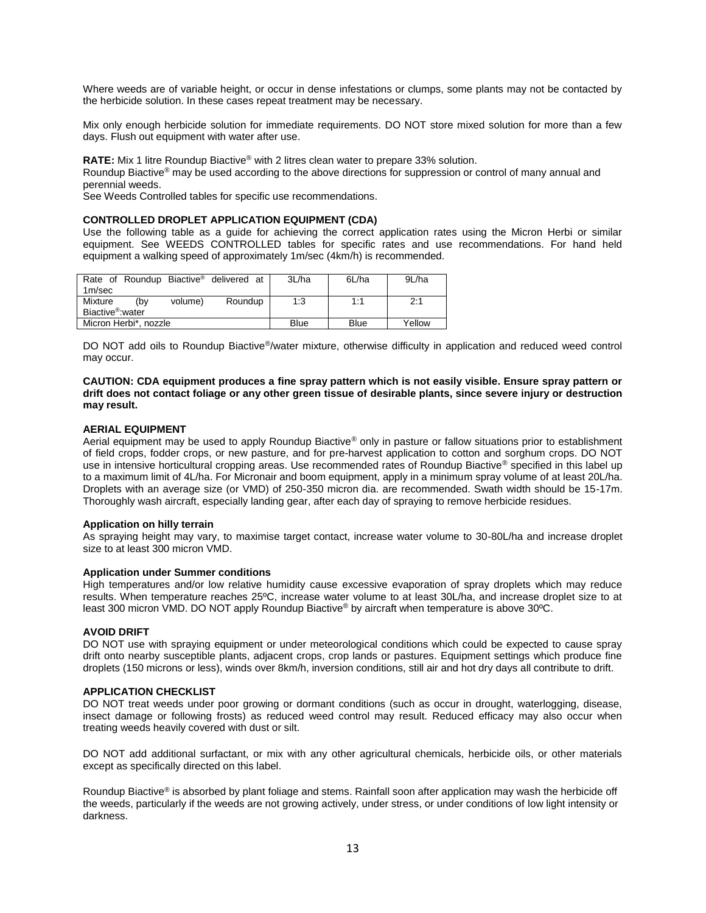Where weeds are of variable height, or occur in dense infestations or clumps, some plants may not be contacted by the herbicide solution. In these cases repeat treatment may be necessary.

Mix only enough herbicide solution for immediate requirements. DO NOT store mixed solution for more than a few days. Flush out equipment with water after use.

**RATE:** Mix 1 litre Roundup Biactive® with 2 litres clean water to prepare 33% solution.
Roundup Biactive® may be used according to the above directions for suppression or control of many annual and perennial weeds.
See Weeds Controlled tables for specific use recommendations.

#### CONTROLLED DROPLET APPLICATION EQUIPMENT (CDA)

Use the following table as a guide for achieving the correct application rates using the Micron Herbi or similar equipment. See WEEDS CONTROLLED tables for specific rates and use recommendations. For hand held equipment a walking speed of approximately 1m/sec (4km/h) is recommended.

| Rate of Roundup Biactive® delivered at 1m/sec | 3L/ha | 6L/ha | 9L/ha |
|---|---|---|---|
| Mixture (by volume) Roundup Biactive®:water | 1:3 | 1:1 | 2:1 |
| Micron Herbi*, nozzle | Blue | Blue | Yellow |

DO NOT add oils to Roundup Biactive®/water mixture, otherwise difficulty in application and reduced weed control may occur.

**CAUTION: CDA equipment produces a fine spray pattern which is not easily visible. Ensure spray pattern or drift does not contact foliage or any other green tissue of desirable plants, since severe injury or destruction may result.**

#### AERIAL EQUIPMENT

Aerial equipment may be used to apply Roundup Biactive® only in pasture or fallow situations prior to establishment of field crops, fodder crops, or new pasture, and for pre-harvest application to cotton and sorghum crops. DO NOT use in intensive horticultural cropping areas. Use recommended rates of Roundup Biactive® specified in this label up to a maximum limit of 4L/ha. For Micronair and boom equipment, apply in a minimum spray volume of at least 20L/ha. Droplets with an average size (or VMD) of 250-350 micron dia. are recommended. Swath width should be 15-17m. Thoroughly wash aircraft, especially landing gear, after each day of spraying to remove herbicide residues.

#### Application on hilly terrain

As spraying height may vary, to maximise target contact, increase water volume to 30-80L/ha and increase droplet size to at least 300 micron VMD.

#### Application under Summer conditions

High temperatures and/or low relative humidity cause excessive evaporation of spray droplets which may reduce results. When temperature reaches 25ºC, increase water volume to at least 30L/ha, and increase droplet size to at least 300 micron VMD. DO NOT apply Roundup Biactive® by aircraft when temperature is above 30ºC.

#### AVOID DRIFT

DO NOT use with spraying equipment or under meteorological conditions which could be expected to cause spray drift onto nearby susceptible plants, adjacent crops, crop lands or pastures. Equipment settings which produce fine droplets (150 microns or less), winds over 8km/h, inversion conditions, still air and hot dry days all contribute to drift.

#### APPLICATION CHECKLIST

DO NOT treat weeds under poor growing or dormant conditions (such as occur in drought, waterlogging, disease, insect damage or following frosts) as reduced weed control may result. Reduced efficacy may also occur when treating weeds heavily covered with dust or silt.

DO NOT add additional surfactant, or mix with any other agricultural chemicals, herbicide oils, or other materials except as specifically directed on this label.

Roundup Biactive® is absorbed by plant foliage and stems. Rainfall soon after application may wash the herbicide off the weeds, particularly if the weeds are not growing actively, under stress, or under conditions of low light intensity or darkness.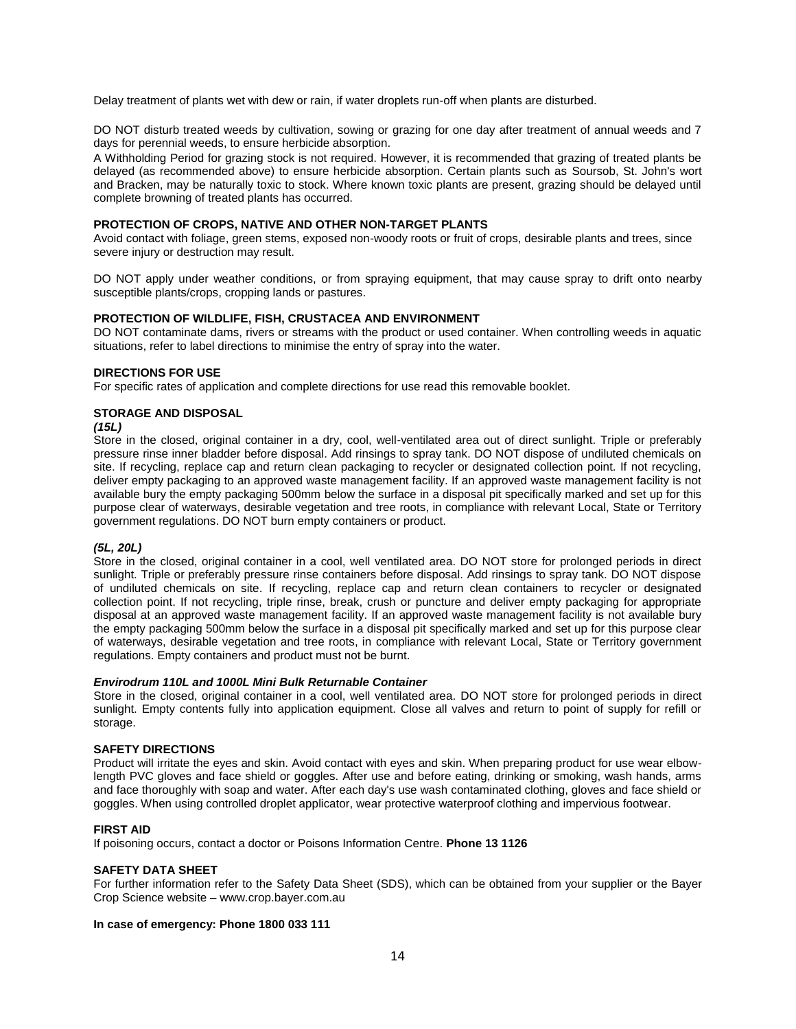Delay treatment of plants wet with dew or rain, if water droplets run-off when plants are disturbed.

DO NOT disturb treated weeds by cultivation, sowing or grazing for one day after treatment of annual weeds and 7 days for perennial weeds, to ensure herbicide absorption.

A Withholding Period for grazing stock is not required. However, it is recommended that grazing of treated plants be delayed (as recommended above) to ensure herbicide absorption. Certain plants such as Soursob, St. John's wort and Bracken, may be naturally toxic to stock. Where known toxic plants are present, grazing should be delayed until complete browning of treated plants has occurred.

**PROTECTION OF CROPS, NATIVE AND OTHER NON-TARGET PLANTS**

Avoid contact with foliage, green stems, exposed non-woody roots or fruit of crops, desirable plants and trees, since severe injury or destruction may result.

DO NOT apply under weather conditions, or from spraying equipment, that may cause spray to drift onto nearby susceptible plants/crops, cropping lands or pastures.

**PROTECTION OF WILDLIFE, FISH, CRUSTACEA AND ENVIRONMENT**

DO NOT contaminate dams, rivers or streams with the product or used container. When controlling weeds in aquatic situations, refer to label directions to minimise the entry of spray into the water.

**DIRECTIONS FOR USE**

For specific rates of application and complete directions for use read this removable booklet.

**STORAGE AND DISPOSAL**

***(15L)***

Store in the closed, original container in a dry, cool, well-ventilated area out of direct sunlight. Triple or preferably pressure rinse inner bladder before disposal. Add rinsings to spray tank. DO NOT dispose of undiluted chemicals on site. If recycling, replace cap and return clean packaging to recycler or designated collection point. If not recycling, deliver empty packaging to an approved waste management facility. If an approved waste management facility is not available bury the empty packaging 500mm below the surface in a disposal pit specifically marked and set up for this purpose clear of waterways, desirable vegetation and tree roots, in compliance with relevant Local, State or Territory government regulations. DO NOT burn empty containers or product.

***(5L, 20L)***

Store in the closed, original container in a cool, well ventilated area. DO NOT store for prolonged periods in direct sunlight. Triple or preferably pressure rinse containers before disposal. Add rinsings to spray tank. DO NOT dispose of undiluted chemicals on site. If recycling, replace cap and return clean containers to recycler or designated collection point. If not recycling, triple rinse, break, crush or puncture and deliver empty packaging for appropriate disposal at an approved waste management facility. If an approved waste management facility is not available bury the empty packaging 500mm below the surface in a disposal pit specifically marked and set up for this purpose clear of waterways, desirable vegetation and tree roots, in compliance with relevant Local, State or Territory government regulations. Empty containers and product must not be burnt.

***Envirodrum 110L and 1000L Mini Bulk Returnable Container***

Store in the closed, original container in a cool, well ventilated area. DO NOT store for prolonged periods in direct sunlight. Empty contents fully into application equipment. Close all valves and return to point of supply for refill or storage.

**SAFETY DIRECTIONS**

Product will irritate the eyes and skin. Avoid contact with eyes and skin. When preparing product for use wear elbow-length PVC gloves and face shield or goggles. After use and before eating, drinking or smoking, wash hands, arms and face thoroughly with soap and water. After each day's use wash contaminated clothing, gloves and face shield or goggles. When using controlled droplet applicator, wear protective waterproof clothing and impervious footwear.

**FIRST AID**

If poisoning occurs, contact a doctor or Poisons Information Centre. **Phone 13 1126**

**SAFETY DATA SHEET**

For further information refer to the Safety Data Sheet (SDS), which can be obtained from your supplier or the Bayer Crop Science website – www.crop.bayer.com.au

**In case of emergency: Phone 1800 033 111**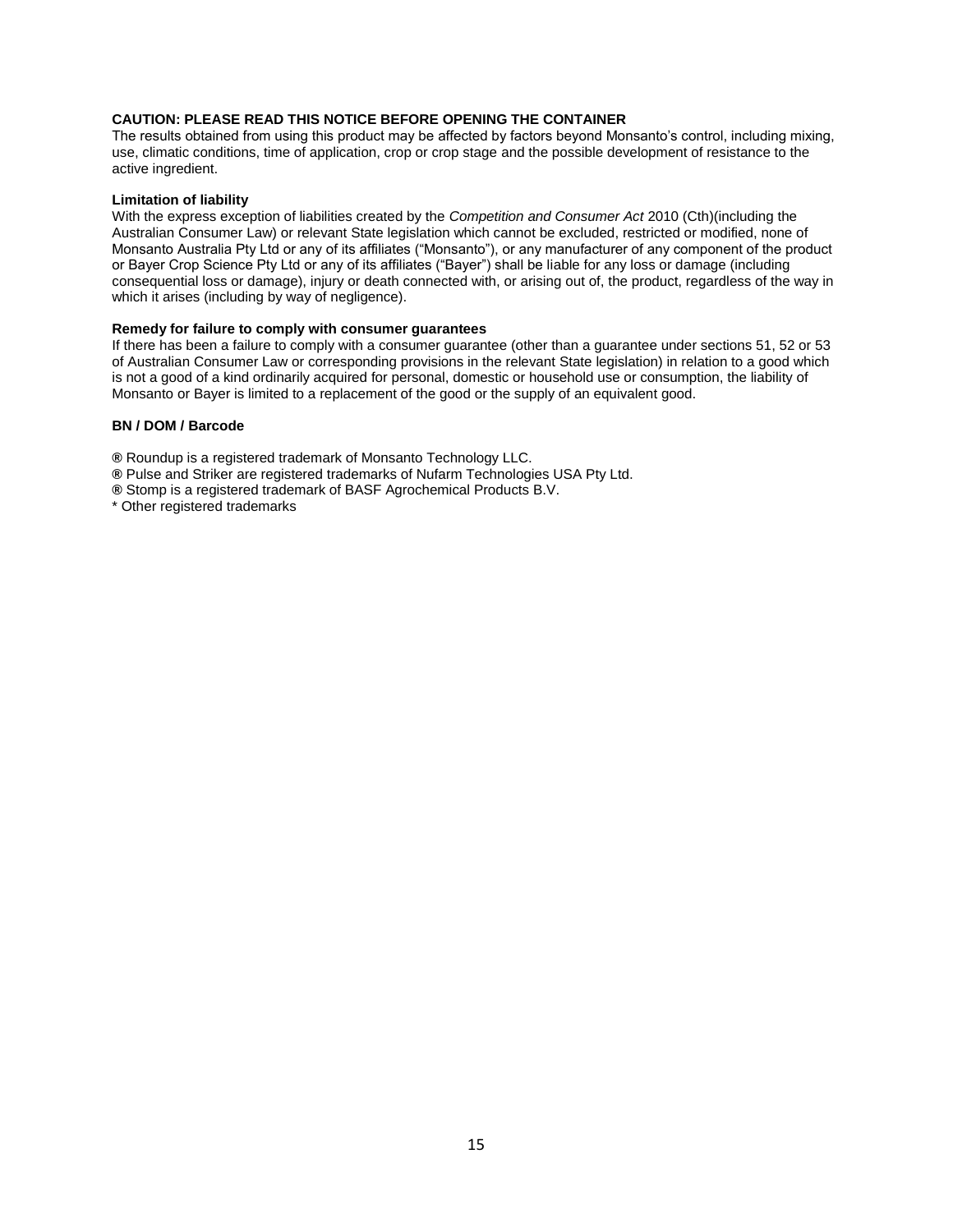**CAUTION: PLEASE READ THIS NOTICE BEFORE OPENING THE CONTAINER**

The results obtained from using this product may be affected by factors beyond Monsanto's control, including mixing, use, climatic conditions, time of application, crop or crop stage and the possible development of resistance to the active ingredient.

**Limitation of liability**

With the express exception of liabilities created by the *Competition and Consumer Act* 2010 (Cth)(including the Australian Consumer Law) or relevant State legislation which cannot be excluded, restricted or modified, none of Monsanto Australia Pty Ltd or any of its affiliates ("Monsanto"), or any manufacturer of any component of the product or Bayer Crop Science Pty Ltd or any of its affiliates ("Bayer") shall be liable for any loss or damage (including consequential loss or damage), injury or death connected with, or arising out of, the product, regardless of the way in which it arises (including by way of negligence).

**Remedy for failure to comply with consumer guarantees**

If there has been a failure to comply with a consumer guarantee (other than a guarantee under sections 51, 52 or 53 of Australian Consumer Law or corresponding provisions in the relevant State legislation) in relation to a good which is not a good of a kind ordinarily acquired for personal, domestic or household use or consumption, the liability of Monsanto or Bayer is limited to a replacement of the good or the supply of an equivalent good.

**BN / DOM / Barcode**

® Roundup is a registered trademark of Monsanto Technology LLC.

® Pulse and Striker are registered trademarks of Nufarm Technologies USA Pty Ltd.

® Stomp is a registered trademark of BASF Agrochemical Products B.V.

* Other registered trademarks